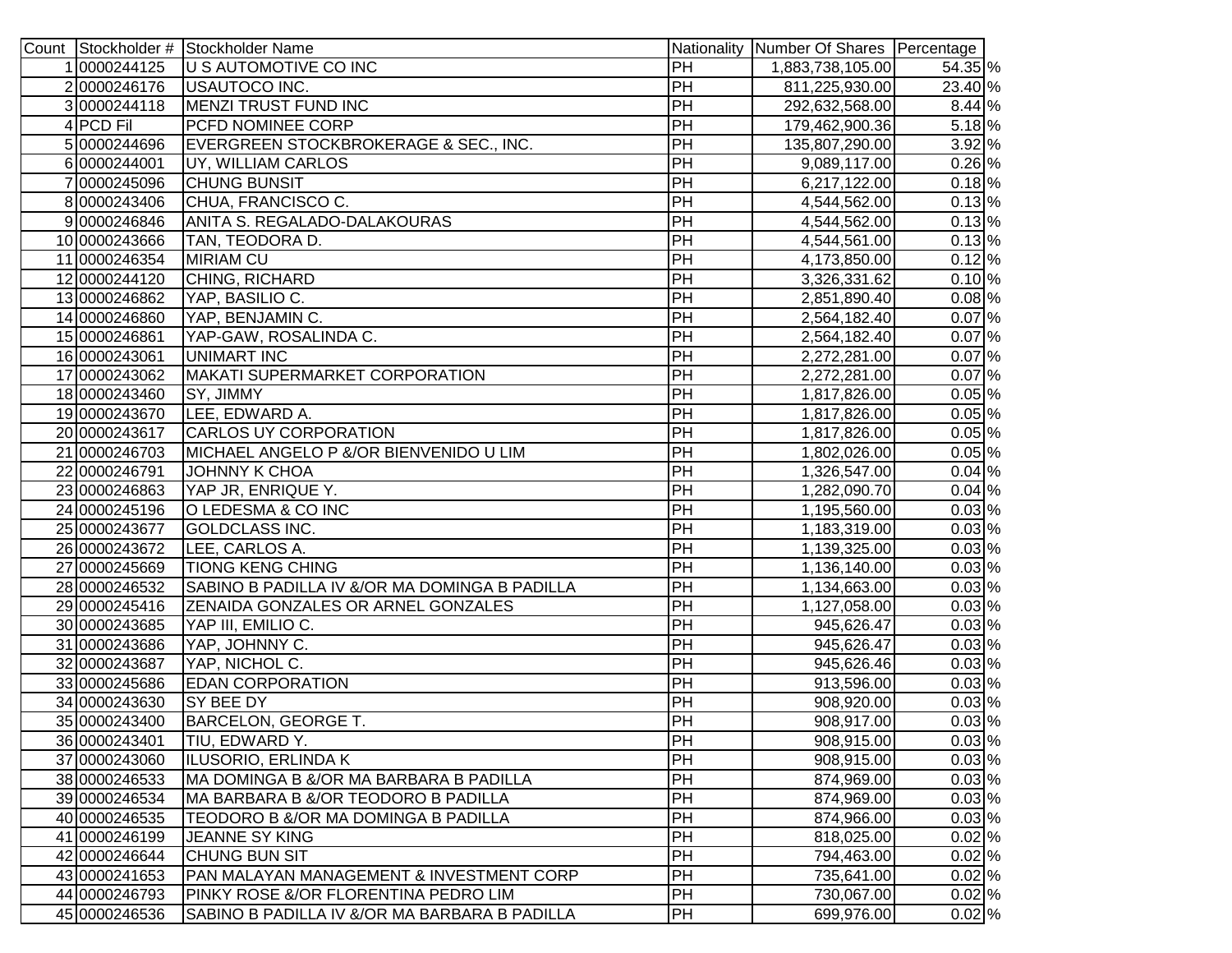| Count | Stockholder # | Stockholder Name | Nationality | Number Of Shares | Percentage |
|---|---|---|---|---|---|
| 1 | 0000244125 | U S AUTOMOTIVE CO INC | PH | 1,883,738,105.00 | 54.35 % |
| 2 | 0000246176 | USAUTOCO INC. | PH | 811,225,930.00 | 23.40 % |
| 3 | 0000244118 | MENZI TRUST FUND INC | PH | 292,632,568.00 | 8.44 % |
| 4 | PCD Fil | PCFD NOMINEE CORP | PH | 179,462,900.36 | 5.18 % |
| 5 | 0000244696 | EVERGREEN STOCKBROKERAGE & SEC., INC. | PH | 135,807,290.00 | 3.92 % |
| 6 | 0000244001 | UY, WILLIAM CARLOS | PH | 9,089,117.00 | 0.26 % |
| 7 | 0000245096 | CHUNG BUNSIT | PH | 6,217,122.00 | 0.18 % |
| 8 | 0000243406 | CHUA, FRANCISCO C. | PH | 4,544,562.00 | 0.13 % |
| 9 | 0000246846 | ANITA S. REGALADO-DALAKOURAS | PH | 4,544,562.00 | 0.13 % |
| 10 | 0000243666 | TAN, TEODORA D. | PH | 4,544,561.00 | 0.13 % |
| 11 | 0000246354 | MIRIAM CU | PH | 4,173,850.00 | 0.12 % |
| 12 | 0000244120 | CHING, RICHARD | PH | 3,326,331.62 | 0.10 % |
| 13 | 0000246862 | YAP, BASILIO C. | PH | 2,851,890.40 | 0.08 % |
| 14 | 0000246860 | YAP, BENJAMIN C. | PH | 2,564,182.40 | 0.07 % |
| 15 | 0000246861 | YAP-GAW, ROSALINDA C. | PH | 2,564,182.40 | 0.07 % |
| 16 | 0000243061 | UNIMART INC | PH | 2,272,281.00 | 0.07 % |
| 17 | 0000243062 | MAKATI SUPERMARKET CORPORATION | PH | 2,272,281.00 | 0.07 % |
| 18 | 0000243460 | SY, JIMMY | PH | 1,817,826.00 | 0.05 % |
| 19 | 0000243670 | LEE, EDWARD A. | PH | 1,817,826.00 | 0.05 % |
| 20 | 0000243617 | CARLOS UY CORPORATION | PH | 1,817,826.00 | 0.05 % |
| 21 | 0000246703 | MICHAEL ANGELO P &/OR BIENVENIDO U LIM | PH | 1,802,026.00 | 0.05 % |
| 22 | 0000246791 | JOHNNY K CHOA | PH | 1,326,547.00 | 0.04 % |
| 23 | 0000246863 | YAP JR, ENRIQUE Y. | PH | 1,282,090.70 | 0.04 % |
| 24 | 0000245196 | O LEDESMA & CO INC | PH | 1,195,560.00 | 0.03 % |
| 25 | 0000243677 | GOLDCLASS INC. | PH | 1,183,319.00 | 0.03 % |
| 26 | 0000243672 | LEE, CARLOS A. | PH | 1,139,325.00 | 0.03 % |
| 27 | 0000245669 | TIONG KENG CHING | PH | 1,136,140.00 | 0.03 % |
| 28 | 0000246532 | SABINO B PADILLA IV &/OR MA DOMINGA B PADILLA | PH | 1,134,663.00 | 0.03 % |
| 29 | 0000245416 | ZENAIDA GONZALES OR ARNEL GONZALES | PH | 1,127,058.00 | 0.03 % |
| 30 | 0000243685 | YAP III, EMILIO C. | PH | 945,626.47 | 0.03 % |
| 31 | 0000243686 | YAP, JOHNNY C. | PH | 945,626.47 | 0.03 % |
| 32 | 0000243687 | YAP, NICHOL C. | PH | 945,626.46 | 0.03 % |
| 33 | 0000245686 | EDAN CORPORATION | PH | 913,596.00 | 0.03 % |
| 34 | 0000243630 | SY BEE DY | PH | 908,920.00 | 0.03 % |
| 35 | 0000243400 | BARCELON, GEORGE T. | PH | 908,917.00 | 0.03 % |
| 36 | 0000243401 | TIU, EDWARD Y. | PH | 908,915.00 | 0.03 % |
| 37 | 0000243060 | ILUSORIO, ERLINDA K | PH | 908,915.00 | 0.03 % |
| 38 | 0000246533 | MA DOMINGA B &/OR MA BARBARA B PADILLA | PH | 874,969.00 | 0.03 % |
| 39 | 0000246534 | MA BARBARA B &/OR TEODORO B PADILLA | PH | 874,969.00 | 0.03 % |
| 40 | 0000246535 | TEODORO B &/OR MA DOMINGA B PADILLA | PH | 874,966.00 | 0.03 % |
| 41 | 0000246199 | JEANNE SY KING | PH | 818,025.00 | 0.02 % |
| 42 | 0000246644 | CHUNG BUN SIT | PH | 794,463.00 | 0.02 % |
| 43 | 0000241653 | PAN MALAYAN MANAGEMENT & INVESTMENT CORP | PH | 735,641.00 | 0.02 % |
| 44 | 0000246793 | PINKY ROSE &/OR FLORENTINA PEDRO LIM | PH | 730,067.00 | 0.02 % |
| 45 | 0000246536 | SABINO B PADILLA IV &/OR MA BARBARA B PADILLA | PH | 699,976.00 | 0.02 % |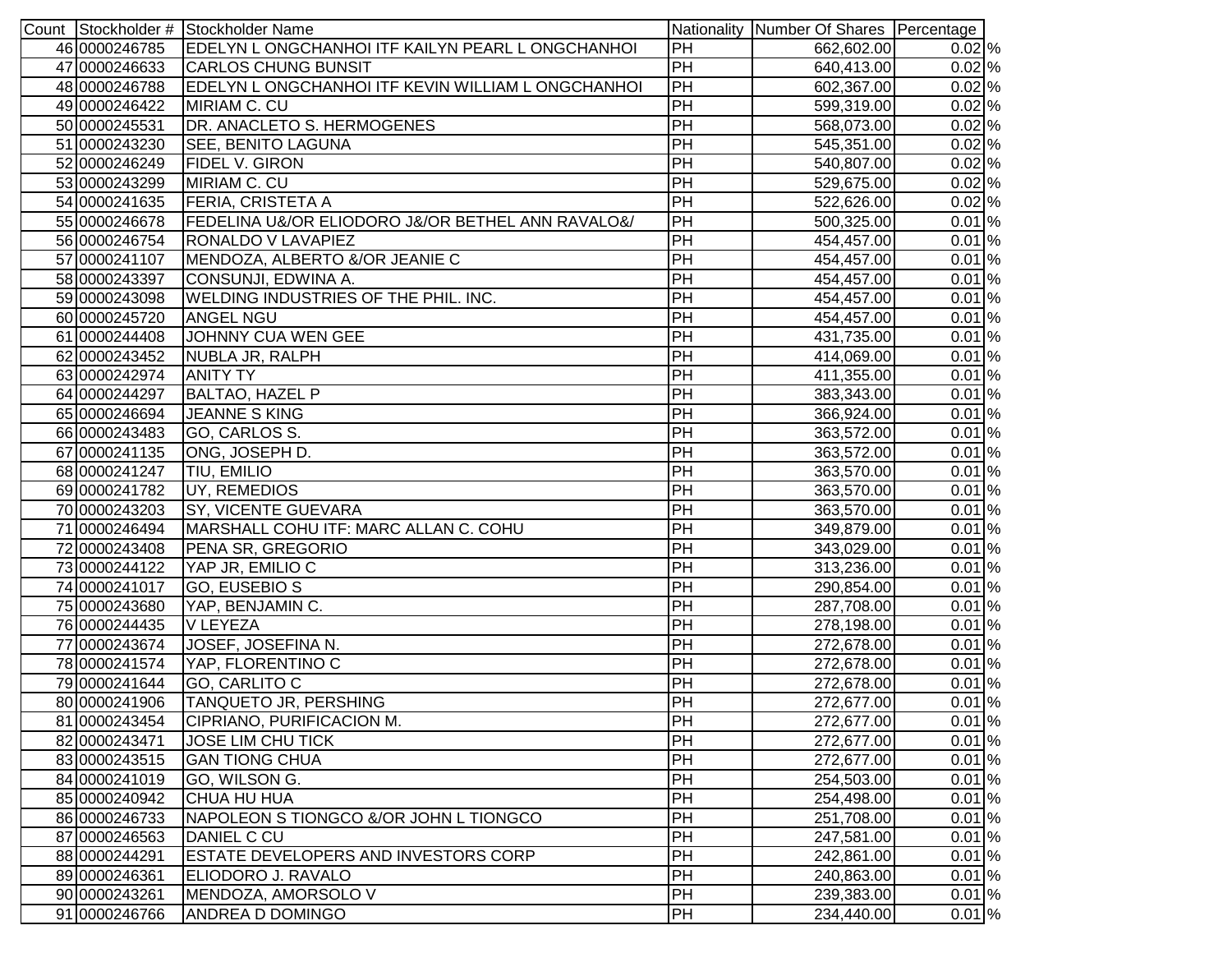| Count | Stockholder # | Stockholder Name | Nationality | Number Of Shares | Percentage |
|---|---|---|---|---|---|
| 46 | 0000246785 | EDELYN L ONGCHANHOI ITF KAILYN PEARL L ONGCHANHOI | PH | 662,602.00 | 0.02 % |
| 47 | 0000246633 | CARLOS CHUNG BUNSIT | PH | 640,413.00 | 0.02 % |
| 48 | 0000246788 | EDELYN L ONGCHANHOI ITF KEVIN WILLIAM L ONGCHANHOI | PH | 602,367.00 | 0.02 % |
| 49 | 0000246422 | MIRIAM C. CU | PH | 599,319.00 | 0.02 % |
| 50 | 0000245531 | DR. ANACLETO S. HERMOGENES | PH | 568,073.00 | 0.02 % |
| 51 | 0000243230 | SEE, BENITO LAGUNA | PH | 545,351.00 | 0.02 % |
| 52 | 0000246249 | FIDEL V. GIRON | PH | 540,807.00 | 0.02 % |
| 53 | 0000243299 | MIRIAM C. CU | PH | 529,675.00 | 0.02 % |
| 54 | 0000241635 | FERIA, CRISTETA A | PH | 522,626.00 | 0.02 % |
| 55 | 0000246678 | FEDELINA U&/OR ELIODORO J&/OR BETHEL ANN RAVALO&/ | PH | 500,325.00 | 0.01 % |
| 56 | 0000246754 | RONALDO V LAVAPIEZ | PH | 454,457.00 | 0.01 % |
| 57 | 0000241107 | MENDOZA, ALBERTO &/OR JEANIE C | PH | 454,457.00 | 0.01 % |
| 58 | 0000243397 | CONSUNJI, EDWINA A. | PH | 454,457.00 | 0.01 % |
| 59 | 0000243098 | WELDING INDUSTRIES OF THE PHIL. INC. | PH | 454,457.00 | 0.01 % |
| 60 | 0000245720 | ANGEL NGU | PH | 454,457.00 | 0.01 % |
| 61 | 0000244408 | JOHNNY CUA WEN GEE | PH | 431,735.00 | 0.01 % |
| 62 | 0000243452 | NUBLA JR, RALPH | PH | 414,069.00 | 0.01 % |
| 63 | 0000242974 | ANITY TY | PH | 411,355.00 | 0.01 % |
| 64 | 0000244297 | BALTAO, HAZEL P | PH | 383,343.00 | 0.01 % |
| 65 | 0000246694 | JEANNE S KING | PH | 366,924.00 | 0.01 % |
| 66 | 0000243483 | GO, CARLOS S. | PH | 363,572.00 | 0.01 % |
| 67 | 0000241135 | ONG, JOSEPH D. | PH | 363,572.00 | 0.01 % |
| 68 | 0000241247 | TIU, EMILIO | PH | 363,570.00 | 0.01 % |
| 69 | 0000241782 | UY, REMEDIOS | PH | 363,570.00 | 0.01 % |
| 70 | 0000243203 | SY, VICENTE GUEVARA | PH | 363,570.00 | 0.01 % |
| 71 | 0000246494 | MARSHALL COHU ITF: MARC ALLAN C. COHU | PH | 349,879.00 | 0.01 % |
| 72 | 0000243408 | PENA SR, GREGORIO | PH | 343,029.00 | 0.01 % |
| 73 | 0000244122 | YAP JR, EMILIO C | PH | 313,236.00 | 0.01 % |
| 74 | 0000241017 | GO, EUSEBIO S | PH | 290,854.00 | 0.01 % |
| 75 | 0000243680 | YAP, BENJAMIN C. | PH | 287,708.00 | 0.01 % |
| 76 | 0000244435 | V LEYEZA | PH | 278,198.00 | 0.01 % |
| 77 | 0000243674 | JOSEF, JOSEFINA N. | PH | 272,678.00 | 0.01 % |
| 78 | 0000241574 | YAP, FLORENTINO C | PH | 272,678.00 | 0.01 % |
| 79 | 0000241644 | GO, CARLITO C | PH | 272,678.00 | 0.01 % |
| 80 | 0000241906 | TANQUETO JR, PERSHING | PH | 272,677.00 | 0.01 % |
| 81 | 0000243454 | CIPRIANO, PURIFICACION M. | PH | 272,677.00 | 0.01 % |
| 82 | 0000243471 | JOSE LIM CHU TICK | PH | 272,677.00 | 0.01 % |
| 83 | 0000243515 | GAN TIONG CHUA | PH | 272,677.00 | 0.01 % |
| 84 | 0000241019 | GO, WILSON G. | PH | 254,503.00 | 0.01 % |
| 85 | 0000240942 | CHUA HU HUA | PH | 254,498.00 | 0.01 % |
| 86 | 0000246733 | NAPOLEON S TIONGCO &/OR JOHN L TIONGCO | PH | 251,708.00 | 0.01 % |
| 87 | 0000246563 | DANIEL C CU | PH | 247,581.00 | 0.01 % |
| 88 | 0000244291 | ESTATE DEVELOPERS AND INVESTORS CORP | PH | 242,861.00 | 0.01 % |
| 89 | 0000246361 | ELIODORO J. RAVALO | PH | 240,863.00 | 0.01 % |
| 90 | 0000243261 | MENDOZA, AMORSOLO V | PH | 239,383.00 | 0.01 % |
| 91 | 0000246766 | ANDREA D DOMINGO | PH | 234,440.00 | 0.01 % |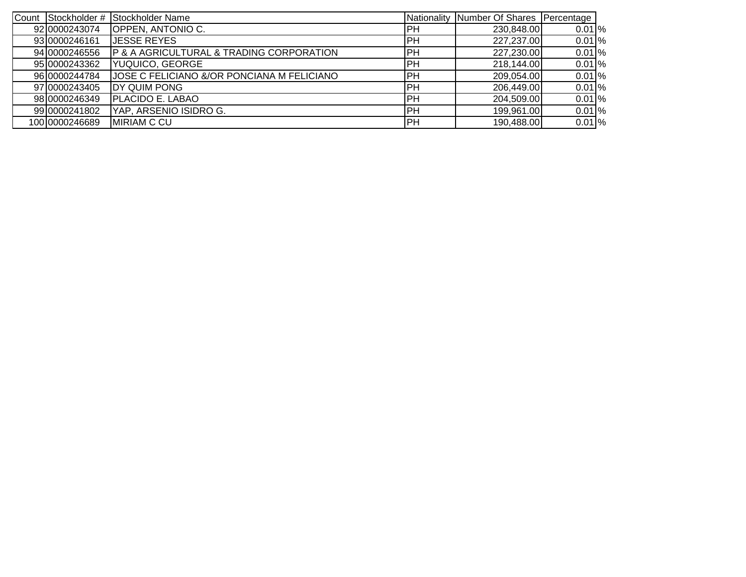| Count | Stockholder # | Stockholder Name | Nationality | Number Of Shares | Percentage |
|---|---|---|---|---|---|
| 92 | 0000243074 | OPPEN, ANTONIO C. | PH | 230,848.00 | 0.01 % |
| 93 | 0000246161 | JESSE REYES | PH | 227,237.00 | 0.01 % |
| 94 | 0000246556 | P & A AGRICULTURAL & TRADING CORPORATION | PH | 227,230.00 | 0.01 % |
| 95 | 0000243362 | YUQUICO, GEORGE | PH | 218,144.00 | 0.01 % |
| 96 | 0000244784 | JOSE C FELICIANO &/OR PONCIANA M FELICIANO | PH | 209,054.00 | 0.01 % |
| 97 | 0000243405 | DY QUIM PONG | PH | 206,449.00 | 0.01 % |
| 98 | 0000246349 | PLACIDO E. LABAO | PH | 204,509.00 | 0.01 % |
| 99 | 0000241802 | YAP, ARSENIO ISIDRO G. | PH | 199,961.00 | 0.01 % |
| 100 | 0000246689 | MIRIAM C CU | PH | 190,488.00 | 0.01 % |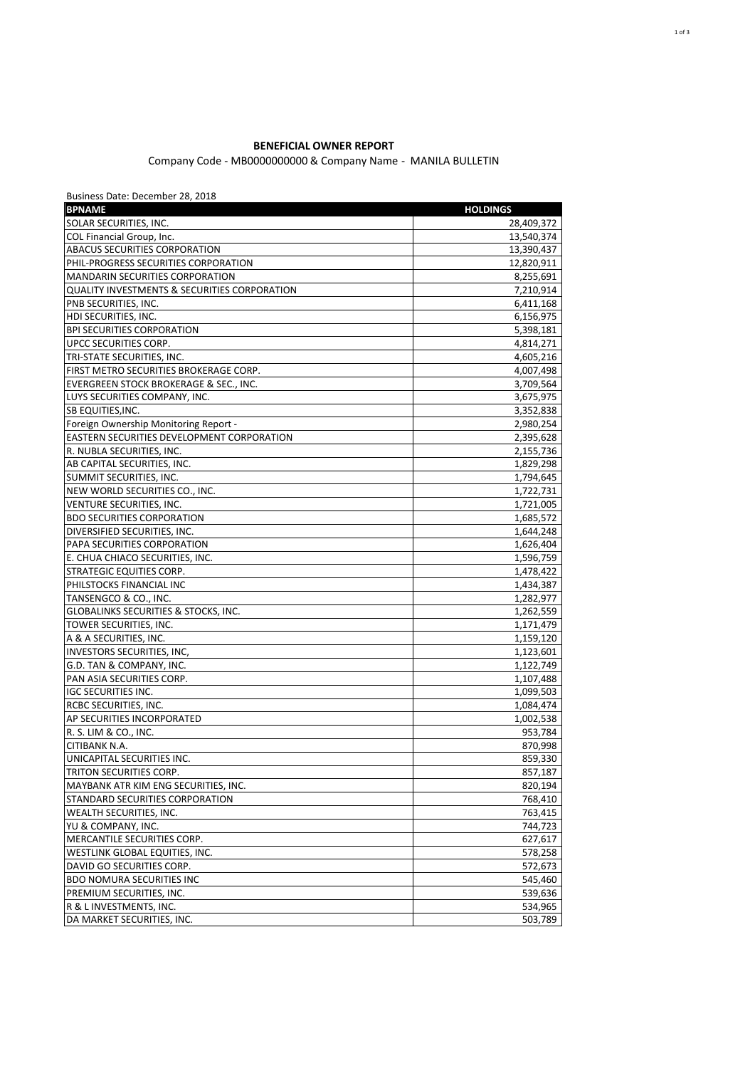**BENEFICIAL OWNER REPORT**

Company Code - MB0000000000 & Company Name - MANILA BULLETIN

Business Date: December 28, 2018

| BPNAME | HOLDINGS |
|---|---|
| SOLAR SECURITIES, INC. | 28,409,372 |
| COL Financial Group, Inc. | 13,540,374 |
| ABACUS SECURITIES CORPORATION | 13,390,437 |
| PHIL-PROGRESS SECURITIES CORPORATION | 12,820,911 |
| MANDARIN SECURITIES CORPORATION | 8,255,691 |
| QUALITY INVESTMENTS & SECURITIES CORPORATION | 7,210,914 |
| PNB SECURITIES, INC. | 6,411,168 |
| HDI SECURITIES, INC. | 6,156,975 |
| BPI SECURITIES CORPORATION | 5,398,181 |
| UPCC SECURITIES CORP. | 4,814,271 |
| TRI-STATE SECURITIES, INC. | 4,605,216 |
| FIRST METRO SECURITIES BROKERAGE CORP. | 4,007,498 |
| EVERGREEN STOCK BROKERAGE & SEC., INC. | 3,709,564 |
| LUYS SECURITIES COMPANY, INC. | 3,675,975 |
| SB EQUITIES,INC. | 3,352,838 |
| Foreign Ownership Monitoring Report - | 2,980,254 |
| EASTERN SECURITIES DEVELOPMENT CORPORATION | 2,395,628 |
| R. NUBLA SECURITIES, INC. | 2,155,736 |
| AB CAPITAL SECURITIES, INC. | 1,829,298 |
| SUMMIT SECURITIES, INC. | 1,794,645 |
| NEW WORLD SECURITIES CO., INC. | 1,722,731 |
| VENTURE SECURITIES, INC. | 1,721,005 |
| BDO SECURITIES CORPORATION | 1,685,572 |
| DIVERSIFIED SECURITIES, INC. | 1,644,248 |
| PAPA SECURITIES CORPORATION | 1,626,404 |
| E. CHUA CHIACO SECURITIES, INC. | 1,596,759 |
| STRATEGIC EQUITIES CORP. | 1,478,422 |
| PHILSTOCKS FINANCIAL INC | 1,434,387 |
| TANSENGCO & CO., INC. | 1,282,977 |
| GLOBALINKS SECURITIES & STOCKS, INC. | 1,262,559 |
| TOWER SECURITIES, INC. | 1,171,479 |
| A & A SECURITIES, INC. | 1,159,120 |
| INVESTORS SECURITIES, INC, | 1,123,601 |
| G.D. TAN & COMPANY, INC. | 1,122,749 |
| PAN ASIA SECURITIES CORP. | 1,107,488 |
| IGC SECURITIES INC. | 1,099,503 |
| RCBC SECURITIES, INC. | 1,084,474 |
| AP SECURITIES INCORPORATED | 1,002,538 |
| R. S. LIM & CO., INC. | 953,784 |
| CITIBANK N.A. | 870,998 |
| UNICAPITAL SECURITIES INC. | 859,330 |
| TRITON SECURITIES CORP. | 857,187 |
| MAYBANK ATR KIM ENG SECURITIES, INC. | 820,194 |
| STANDARD SECURITIES CORPORATION | 768,410 |
| WEALTH SECURITIES, INC. | 763,415 |
| YU & COMPANY, INC. | 744,723 |
| MERCANTILE SECURITIES CORP. | 627,617 |
| WESTLINK GLOBAL EQUITIES, INC. | 578,258 |
| DAVID GO SECURITIES CORP. | 572,673 |
| BDO NOMURA SECURITIES INC | 545,460 |
| PREMIUM SECURITIES, INC. | 539,636 |
| R & L INVESTMENTS, INC. | 534,965 |
| DA MARKET SECURITIES, INC. | 503,789 |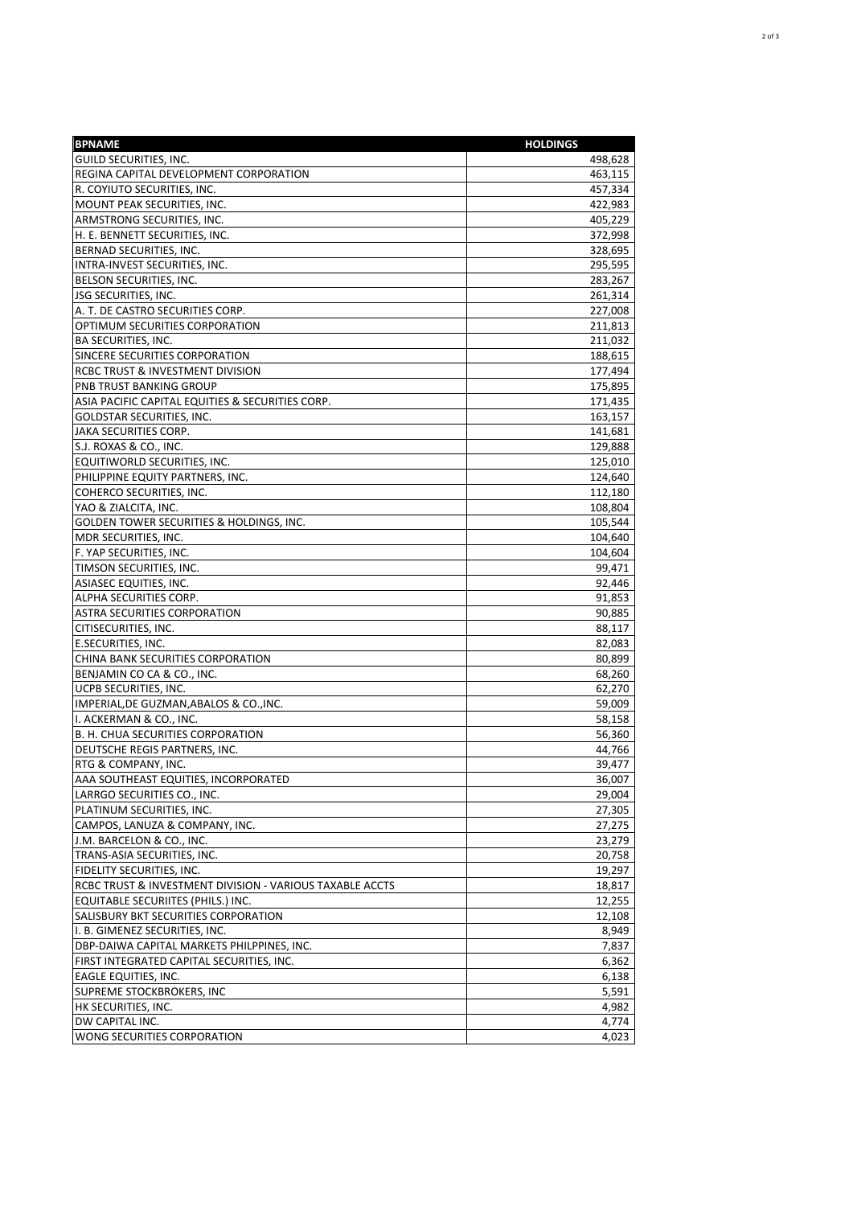| BPNAME | HOLDINGS |
|---|---|
| GUILD SECURITIES, INC. | 498,628 |
| REGINA CAPITAL DEVELOPMENT CORPORATION | 463,115 |
| R. COYIUTO SECURITIES, INC. | 457,334 |
| MOUNT PEAK SECURITIES, INC. | 422,983 |
| ARMSTRONG SECURITIES, INC. | 405,229 |
| H. E. BENNETT SECURITIES, INC. | 372,998 |
| BERNAD SECURITIES, INC. | 328,695 |
| INTRA-INVEST SECURITIES, INC. | 295,595 |
| BELSON SECURITIES, INC. | 283,267 |
| JSG SECURITIES, INC. | 261,314 |
| A. T. DE CASTRO SECURITIES CORP. | 227,008 |
| OPTIMUM SECURITIES CORPORATION | 211,813 |
| BA SECURITIES, INC. | 211,032 |
| SINCERE SECURITIES CORPORATION | 188,615 |
| RCBC TRUST & INVESTMENT DIVISION | 177,494 |
| PNB TRUST BANKING GROUP | 175,895 |
| ASIA PACIFIC CAPITAL EQUITIES & SECURITIES CORP. | 171,435 |
| GOLDSTAR SECURITIES, INC. | 163,157 |
| JAKA SECURITIES CORP. | 141,681 |
| S.J. ROXAS & CO., INC. | 129,888 |
| EQUITIWORLD SECURITIES, INC. | 125,010 |
| PHILIPPINE EQUITY PARTNERS, INC. | 124,640 |
| COHERCO SECURITIES, INC. | 112,180 |
| YAO & ZIALCITA, INC. | 108,804 |
| GOLDEN TOWER SECURITIES & HOLDINGS, INC. | 105,544 |
| MDR SECURITIES, INC. | 104,640 |
| F. YAP SECURITIES, INC. | 104,604 |
| TIMSON SECURITIES, INC. | 99,471 |
| ASIASEC EQUITIES, INC. | 92,446 |
| ALPHA SECURITIES CORP. | 91,853 |
| ASTRA SECURITIES CORPORATION | 90,885 |
| CITISECURITIES, INC. | 88,117 |
| E.SECURITIES, INC. | 82,083 |
| CHINA BANK SECURITIES CORPORATION | 80,899 |
| BENJAMIN CO CA & CO., INC. | 68,260 |
| UCPB SECURITIES, INC. | 62,270 |
| IMPERIAL,DE GUZMAN,ABALOS & CO.,INC. | 59,009 |
| I. ACKERMAN & CO., INC. | 58,158 |
| B. H. CHUA SECURITIES CORPORATION | 56,360 |
| DEUTSCHE REGIS PARTNERS, INC. | 44,766 |
| RTG & COMPANY, INC. | 39,477 |
| AAA SOUTHEAST EQUITIES, INCORPORATED | 36,007 |
| LARRGO SECURITIES CO., INC. | 29,004 |
| PLATINUM SECURITIES, INC. | 27,305 |
| CAMPOS, LANUZA & COMPANY, INC. | 27,275 |
| J.M. BARCELON & CO., INC. | 23,279 |
| TRANS-ASIA SECURITIES, INC. | 20,758 |
| FIDELITY SECURITIES, INC. | 19,297 |
| RCBC TRUST & INVESTMENT DIVISION - VARIOUS TAXABLE ACCTS | 18,817 |
| EQUITABLE SECURIITES (PHILS.) INC. | 12,255 |
| SALISBURY BKT SECURITIES CORPORATION | 12,108 |
| I. B. GIMENEZ SECURITIES, INC. | 8,949 |
| DBP-DAIWA CAPITAL MARKETS PHILPPINES, INC. | 7,837 |
| FIRST INTEGRATED CAPITAL SECURITIES, INC. | 6,362 |
| EAGLE EQUITIES, INC. | 6,138 |
| SUPREME STOCKBROKERS, INC | 5,591 |
| HK SECURITIES, INC. | 4,982 |
| DW CAPITAL INC. | 4,774 |
| WONG SECURITIES CORPORATION | 4,023 |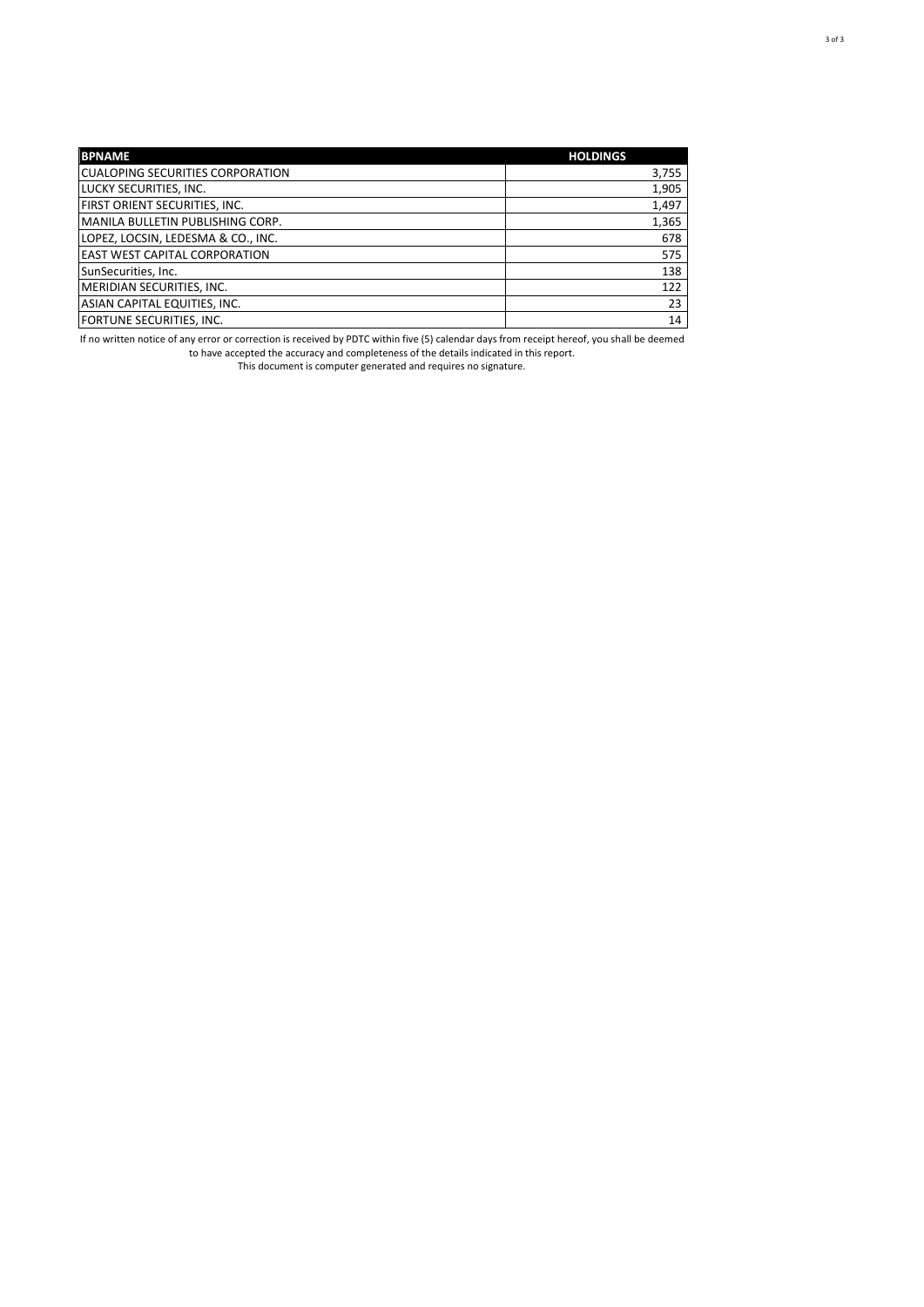| BPNAME | HOLDINGS |
| --- | --- |
| CUALOPING SECURITIES CORPORATION | 3,755 |
| LUCKY SECURITIES, INC. | 1,905 |
| FIRST ORIENT SECURITIES, INC. | 1,497 |
| MANILA BULLETIN PUBLISHING CORP. | 1,365 |
| LOPEZ, LOCSIN, LEDESMA & CO., INC. | 678 |
| EAST WEST CAPITAL CORPORATION | 575 |
| SunSecurities, Inc. | 138 |
| MERIDIAN SECURITIES, INC. | 122 |
| ASIAN CAPITAL EQUITIES, INC. | 23 |
| FORTUNE SECURITIES, INC. | 14 |

If no written notice of any error or correction is received by PDTC within five (5) calendar days from receipt hereof, you shall be deemed to have accepted the accuracy and completeness of the details indicated in this report.

This document is computer generated and requires no signature.